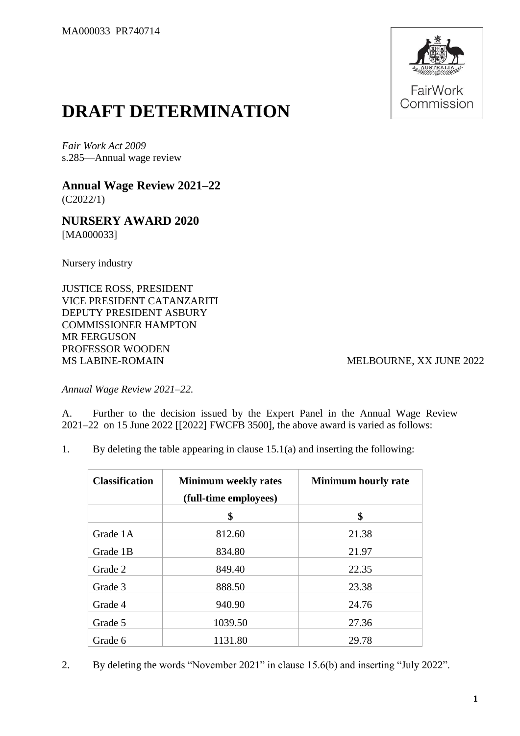MA000033 PR740714

# DRAFT DETERMINATION

*Fair Work Act 2009*
s.285—Annual wage review

## Annual Wage Review 2021–22

(C2022/1)

## NURSERY AWARD 2020

[MA000033]

Nursery industry

JUSTICE ROSS, PRESIDENT
VICE PRESIDENT CATANZARITI
DEPUTY PRESIDENT ASBURY
COMMISSIONER HAMPTON
MR FERGUSON
PROFESSOR WOODEN
MS LABINE-ROMAIN

MELBOURNE, XX JUNE 2022

*Annual Wage Review 2021–22.*

A. Further to the decision issued by the Expert Panel in the Annual Wage Review 2021–22 on 15 June 2022 [[2022] FWCFB 3500], the above award is varied as follows:

1. By deleting the table appearing in clause 15.1(a) and inserting the following:

| Classification | Minimum weekly rates (full-time employees) | Minimum hourly rate |
|---|---|---|
| | $ | $ |
| Grade 1A | 812.60 | 21.38 |
| Grade 1B | 834.80 | 21.97 |
| Grade 2 | 849.40 | 22.35 |
| Grade 3 | 888.50 | 23.38 |
| Grade 4 | 940.90 | 24.76 |
| Grade 5 | 1039.50 | 27.36 |
| Grade 6 | 1131.80 | 29.78 |

2. By deleting the words “November 2021” in clause 15.6(b) and inserting “July 2022”.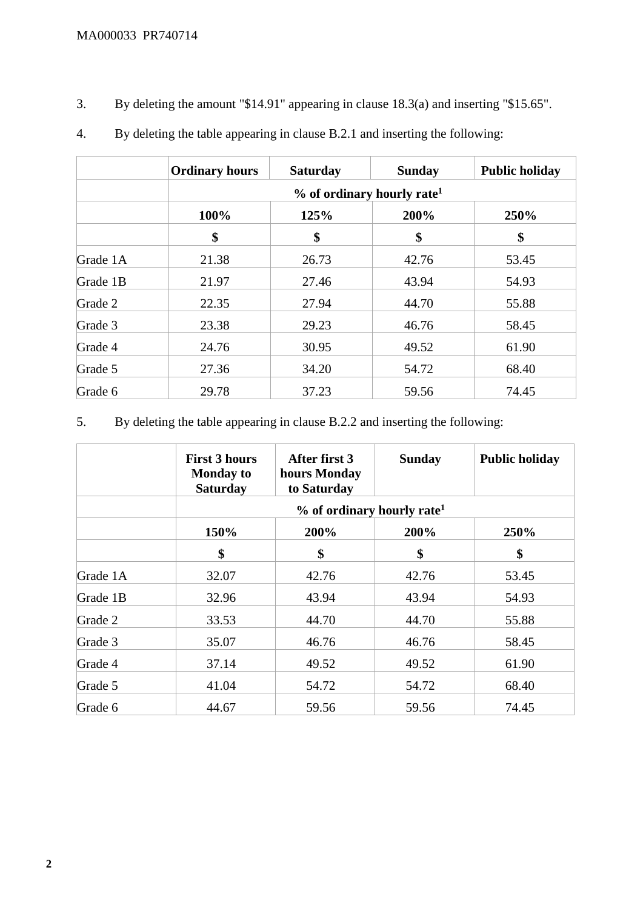3. By deleting the amount "$14.91" appearing in clause 18.3(a) and inserting "$15.65".

4. By deleting the table appearing in clause B.2.1 and inserting the following:

| | Ordinary hours | Saturday | Sunday | Public holiday |
|---|---|---|---|---|
| | % of ordinary hourly rate[1] | | | |
| | 100% | 125% | 200% | 250% |
| | $ | $ | $ | $ |
| Grade 1A | 21.38 | 26.73 | 42.76 | 53.45 |
| Grade 1B | 21.97 | 27.46 | 43.94 | 54.93 |
| Grade 2 | 22.35 | 27.94 | 44.70 | 55.88 |
| Grade 3 | 23.38 | 29.23 | 46.76 | 58.45 |
| Grade 4 | 24.76 | 30.95 | 49.52 | 61.90 |
| Grade 5 | 27.36 | 34.20 | 54.72 | 68.40 |
| Grade 6 | 29.78 | 37.23 | 59.56 | 74.45 |

5. By deleting the table appearing in clause B.2.2 and inserting the following:

| | First 3 hours Monday to Saturday | After first 3 hours Monday to Saturday | Sunday | Public holiday |
|---|---|---|---|---|
| | % of ordinary hourly rate[1] | | | |
| | 150% | 200% | 200% | 250% |
| | $ | $ | $ | $ |
| Grade 1A | 32.07 | 42.76 | 42.76 | 53.45 |
| Grade 1B | 32.96 | 43.94 | 43.94 | 54.93 |
| Grade 2 | 33.53 | 44.70 | 44.70 | 55.88 |
| Grade 3 | 35.07 | 46.76 | 46.76 | 58.45 |
| Grade 4 | 37.14 | 49.52 | 49.52 | 61.90 |
| Grade 5 | 41.04 | 54.72 | 54.72 | 68.40 |
| Grade 6 | 44.67 | 59.56 | 59.56 | 74.45 |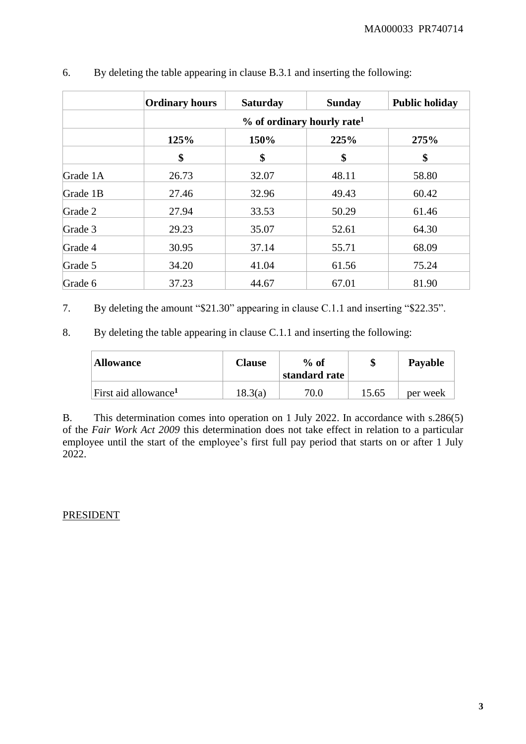6. By deleting the table appearing in clause B.3.1 and inserting the following:

| | **Ordinary hours** | **Saturday** | **Sunday** | **Public holiday** |
|---|---|---|---|---|
| | **% of ordinary hourly rate[1]** | | | |
| | **125%** | **150%** | **225%** | **275%** |
| | **$** | **$** | **$** | **$** |
| Grade 1A | 26.73 | 32.07 | 48.11 | 58.80 |
| Grade 1B | 27.46 | 32.96 | 49.43 | 60.42 |
| Grade 2 | 27.94 | 33.53 | 50.29 | 61.46 |
| Grade 3 | 29.23 | 35.07 | 52.61 | 64.30 |
| Grade 4 | 30.95 | 37.14 | 55.71 | 68.09 |
| Grade 5 | 34.20 | 41.04 | 61.56 | 75.24 |
| Grade 6 | 37.23 | 44.67 | 67.01 | 81.90 |

7. By deleting the amount "$21.30" appearing in clause C.1.1 and inserting "$22.35".

8. By deleting the table appearing in clause C.1.1 and inserting the following:

| **Allowance** | **Clause** | **% of standard rate** | **$** | **Payable** |
|---|---|---|---|---|
| First aid allowance[1] | 18.3(a) | 70.0 | 15.65 | per week |

B. This determination comes into operation on 1 July 2022. In accordance with s.286(5) of the *Fair Work Act 2009* this determination does not take effect in relation to a particular employee until the start of the employee's first full pay period that starts on or after 1 July 2022.

PRESIDENT